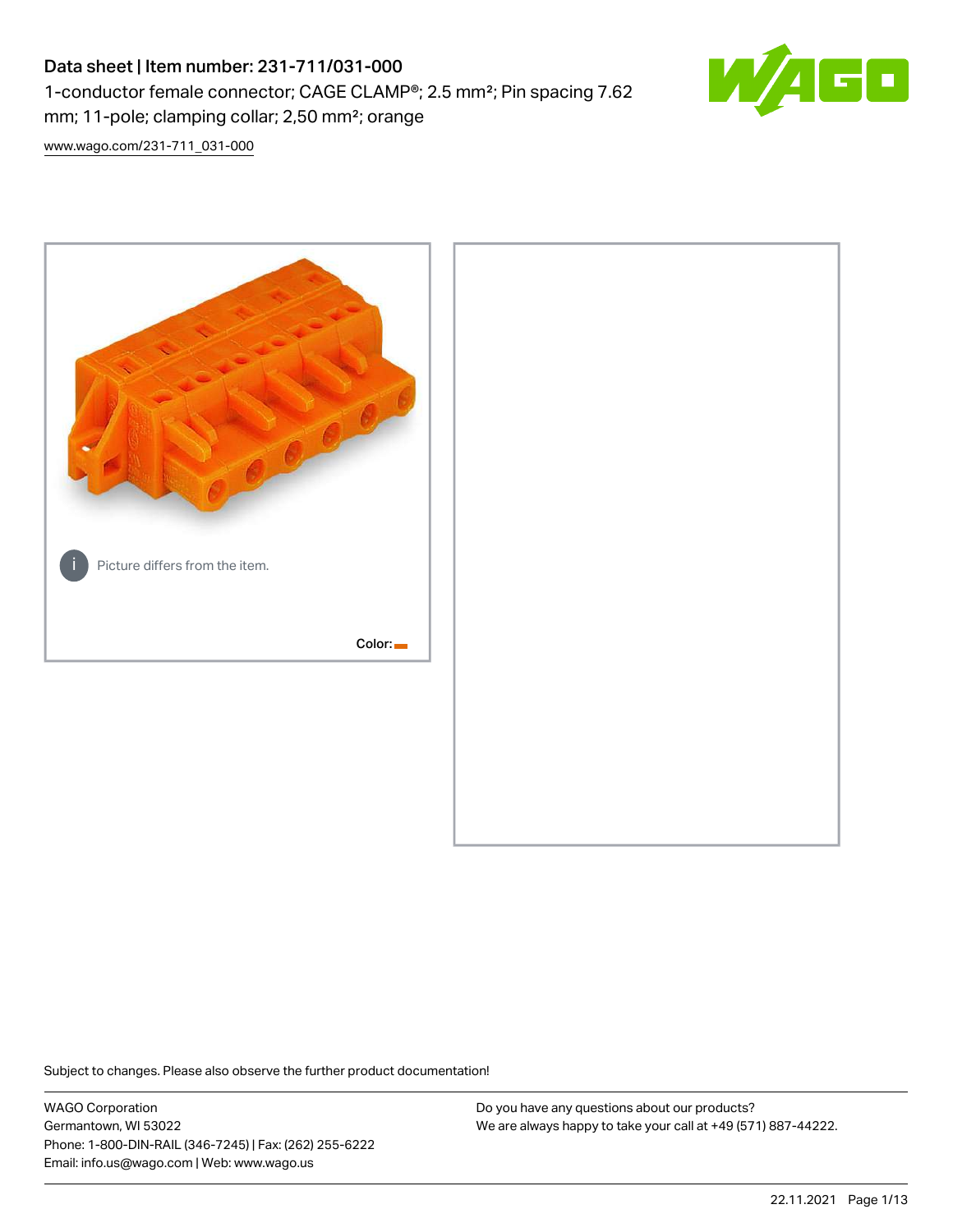# Data sheet | Item number: 231-711/031-000

1-conductor female connector; CAGE CLAMP®; 2.5 mm²; Pin spacing 7.62 mm; 11-pole; clamping collar; 2,50 mm²; orange

[www.wago.com/231-711_031-000](www.wago.com/231-711_031-000)

Picture differs from the item.

Color:

Subject to changes. Please also observe the further product documentation!

WAGO Corporation
Germantown, WI 53022
Phone: 1-800-DIN-RAIL (346-7245) | Fax: (262) 255-6222
Email: info.us@wago.com | Web: www.wago.us

Do you have any questions about our products?
We are always happy to take your call at +49 (571) 887-44222.

22.11.2021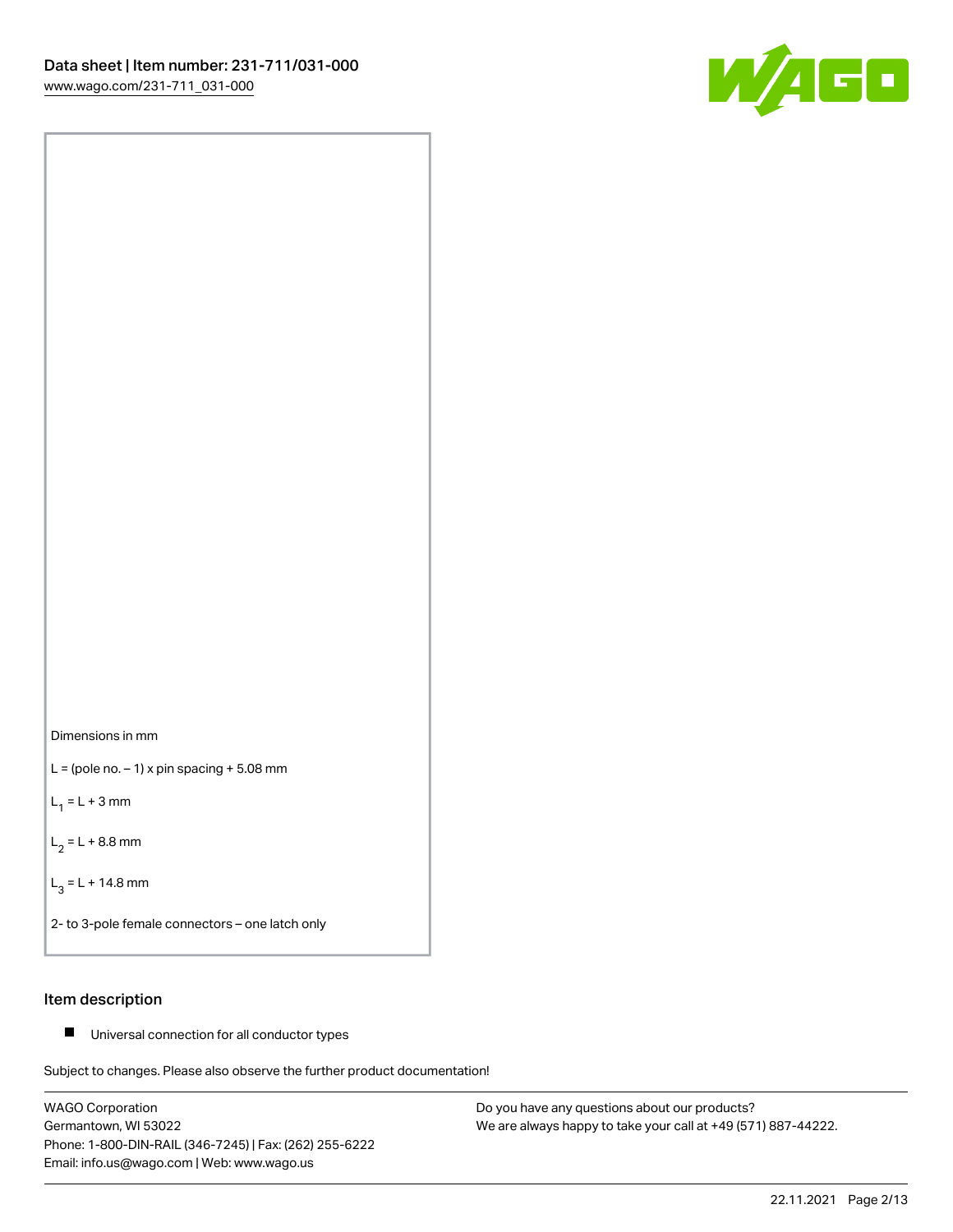Dimensions in mm

L = (pole no. – 1) x pin spacing + 5.08 mm

$L_1$ = L + 3 mm

$L_2$ = L + 8.8 mm

$L_3$ = L + 14.8 mm

2- to 3-pole female connectors – one latch only

## Item description

- Universal connection for all conductor types

Subject to changes. Please also observe the further product documentation!

WAGO Corporation
Germantown, WI 53022
Phone: 1-800-DIN-RAIL (346-7245) | Fax: (262) 255-6222
Email: info.us@wago.com | Web: www.wago.us

Do you have any questions about our products?
We are always happy to take your call at +49 (571) 887-44222.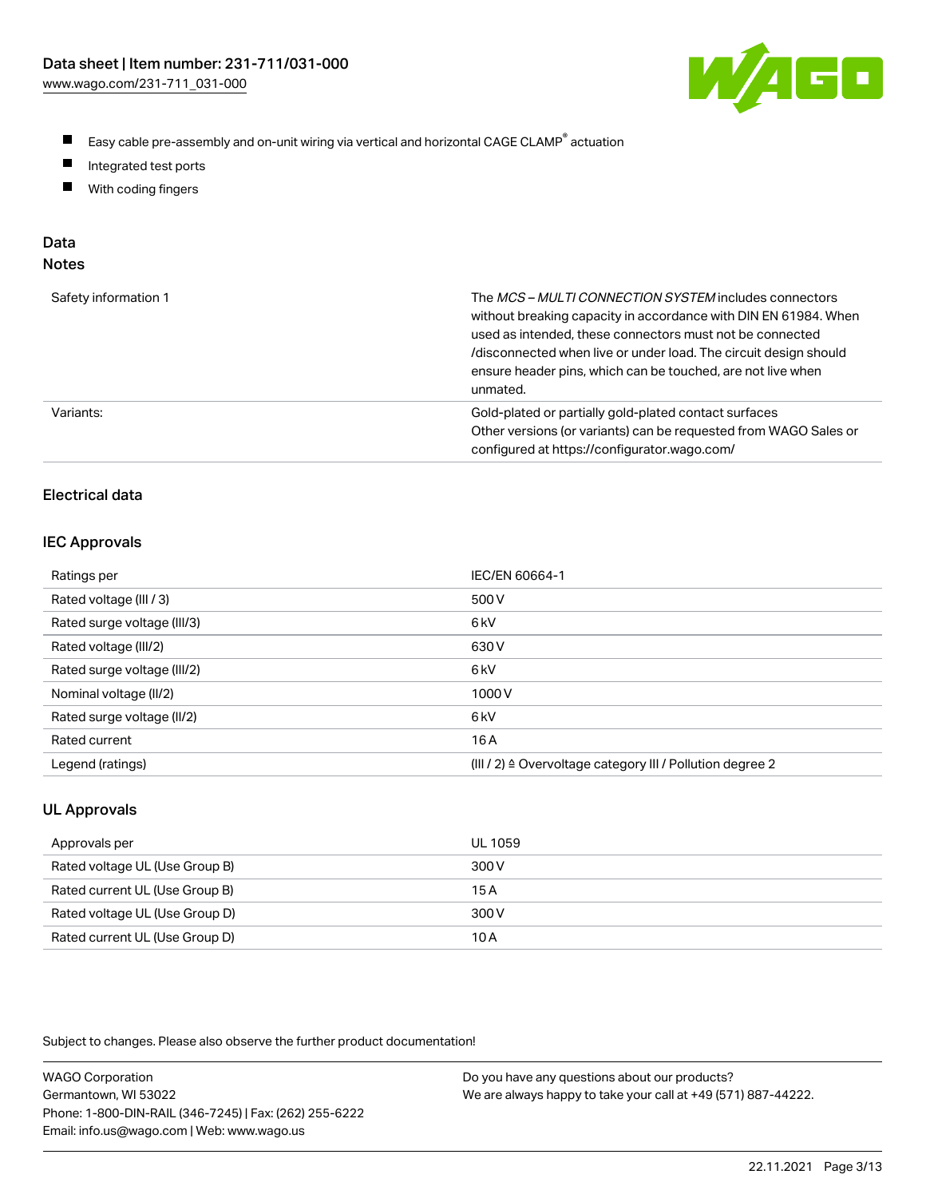- Easy cable pre-assembly and on-unit wiring via vertical and horizontal CAGE CLAMP® actuation
- Integrated test ports
- With coding fingers

## Data

### Notes

| | |
|---|---|
| Safety information 1 | The *MCS – MULTI CONNECTION SYSTEM* includes connectors without breaking capacity in accordance with DIN EN 61984. When used as intended, these connectors must not be connected /disconnected when live or under load. The circuit design should ensure header pins, which can be touched, are not live when unmated. |
| Variants: | Gold-plated or partially gold-plated contact surfaces<br>Other versions (or variants) can be requested from WAGO Sales or configured at https://configurator.wago.com/ |

## Electrical data

### IEC Approvals

| | |
|---|---|
| Ratings per | IEC/EN 60664-1 |
| Rated voltage (III / 3) | 500 V |
| Rated surge voltage (III/3) | 6 kV |
| Rated voltage (III/2) | 630 V |
| Rated surge voltage (III/2) | 6 kV |
| Nominal voltage (II/2) | 1000 V |
| Rated surge voltage (II/2) | 6 kV |
| Rated current | 16 A |
| Legend (ratings) | (III / 2) ≙ Overvoltage category III / Pollution degree 2 |

### UL Approvals

| | |
|---|---|
| Approvals per | UL 1059 |
| Rated voltage UL (Use Group B) | 300 V |
| Rated current UL (Use Group B) | 15 A |
| Rated voltage UL (Use Group D) | 300 V |
| Rated current UL (Use Group D) | 10 A |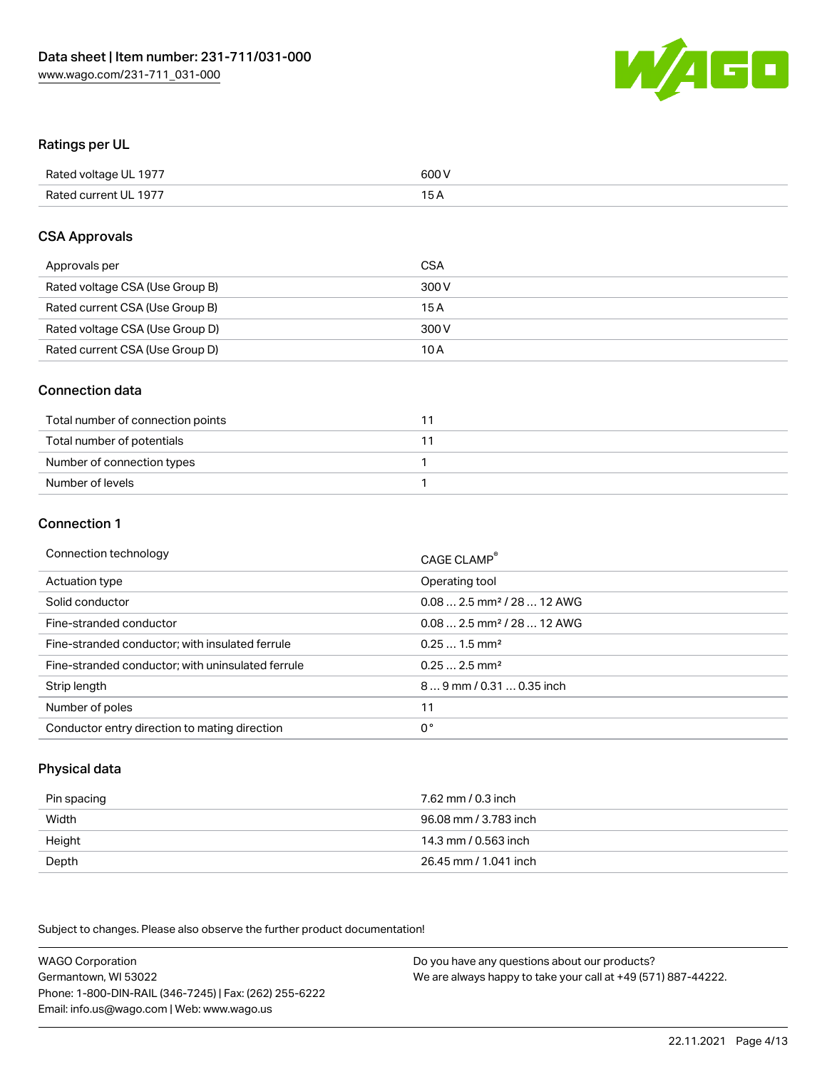## Ratings per UL

| | |
|---|---|
| Rated voltage UL 1977 | 600 V |
| Rated current UL 1977 | 15 A |

## CSA Approvals

| | |
|---|---|
| Approvals per | CSA |
| Rated voltage CSA (Use Group B) | 300 V |
| Rated current CSA (Use Group B) | 15 A |
| Rated voltage CSA (Use Group D) | 300 V |
| Rated current CSA (Use Group D) | 10 A |

## Connection data

| | |
|---|---|
| Total number of connection points | 11 |
| Total number of potentials | 11 |
| Number of connection types | 1 |
| Number of levels | 1 |

## Connection 1

| | |
|---|---|
| Connection technology | CAGE CLAMP® |
| Actuation type | Operating tool |
| Solid conductor | 0.08 … 2.5 mm² / 28 … 12 AWG |
| Fine-stranded conductor | 0.08 … 2.5 mm² / 28 … 12 AWG |
| Fine-stranded conductor; with insulated ferrule | 0.25 … 1.5 mm² |
| Fine-stranded conductor; with uninsulated ferrule | 0.25 … 2.5 mm² |
| Strip length | 8 … 9 mm / 0.31 … 0.35 inch |
| Number of poles | 11 |
| Conductor entry direction to mating direction | 0° |

## Physical data

| | |
|---|---|
| Pin spacing | 7.62 mm / 0.3 inch |
| Width | 96.08 mm / 3.783 inch |
| Height | 14.3 mm / 0.563 inch |
| Depth | 26.45 mm / 1.041 inch |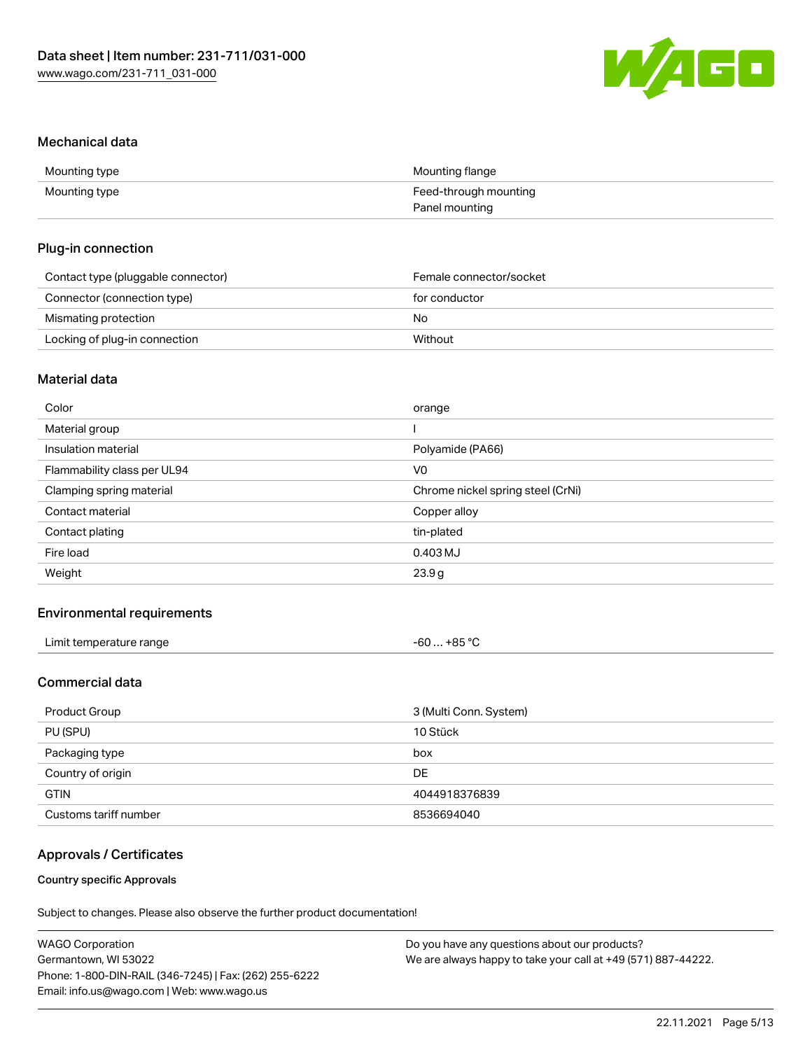## Mechanical data

| | |
|---|---|
| Mounting type | Mounting flange |
| Mounting type | Feed-through mounting<br>Panel mounting |

## Plug-in connection

| | |
|---|---|
| Contact type (pluggable connector) | Female connector/socket |
| Connector (connection type) | for conductor |
| Mismating protection | No |
| Locking of plug-in connection | Without |

## Material data

| | |
|---|---|
| Color | orange |
| Material group | I |
| Insulation material | Polyamide (PA66) |
| Flammability class per UL94 | V0 |
| Clamping spring material | Chrome nickel spring steel (CrNi) |
| Contact material | Copper alloy |
| Contact plating | tin-plated |
| Fire load | 0.403 MJ |
| Weight | 23.9 g |

## Environmental requirements

| | |
|---|---|
| Limit temperature range | -60 … +85 °C |

## Commercial data

| | |
|---|---|
| Product Group | 3 (Multi Conn. System) |
| PU (SPU) | 10 Stück |
| Packaging type | box |
| Country of origin | DE |
| GTIN | 4044918376839 |
| Customs tariff number | 8536694040 |

## Approvals / Certificates

### Country specific Approvals

Subject to changes. Please also observe the further product documentation!

WAGO Corporation
Germantown, WI 53022
Phone: 1-800-DIN-RAIL (346-7245) | Fax: (262) 255-6222
Email: info.us@wago.com | Web: www.wago.us

Do you have any questions about our products?
We are always happy to take your call at +49 (571) 887-44222.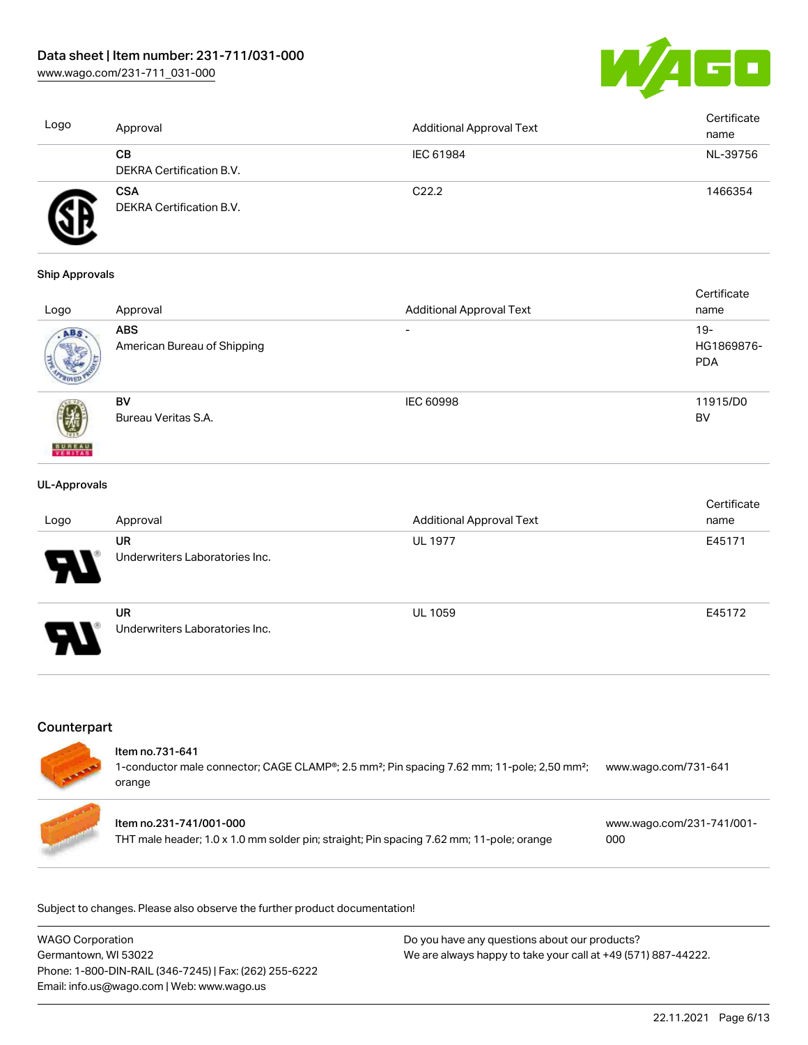| Logo | Approval | Additional Approval Text | Certificate name |
| --- | --- | --- | --- |
| | **CB**<br>DEKRA Certification B.V. | IEC 61984 | NL-39756 |
| | **CSA**<br>DEKRA Certification B.V. | C22.2 | 1466354 |

**Ship Approvals**

| Logo | Approval | Additional Approval Text | Certificate name |
| --- | --- | --- | --- |
| | **ABS**<br>American Bureau of Shipping | - | 19-HG1869876-PDA |
| | **BV**<br>Bureau Veritas S.A. | IEC 60998 | 11915/D0 BV |

**UL-Approvals**

| Logo | Approval | Additional Approval Text | Certificate name |
| --- | --- | --- | --- |
| | **UR**<br>Underwriters Laboratories Inc. | UL 1977 | E45171 |
| | **UR**<br>Underwriters Laboratories Inc. | UL 1059 | E45172 |

## Counterpart

| Item | Link |
| --- | --- |
| Item no.731-641<br>1-conductor male connector; CAGE CLAMP®; 2.5 mm²; Pin spacing 7.62 mm; 11-pole; 2,50 mm²; orange | www.wago.com/731-641 |
| Item no.231-741/001-000<br>THT male header; 1.0 x 1.0 mm solder pin; straight; Pin spacing 7.62 mm; 11-pole; orange | www.wago.com/231-741/001-000 |

Subject to changes. Please also observe the further product documentation!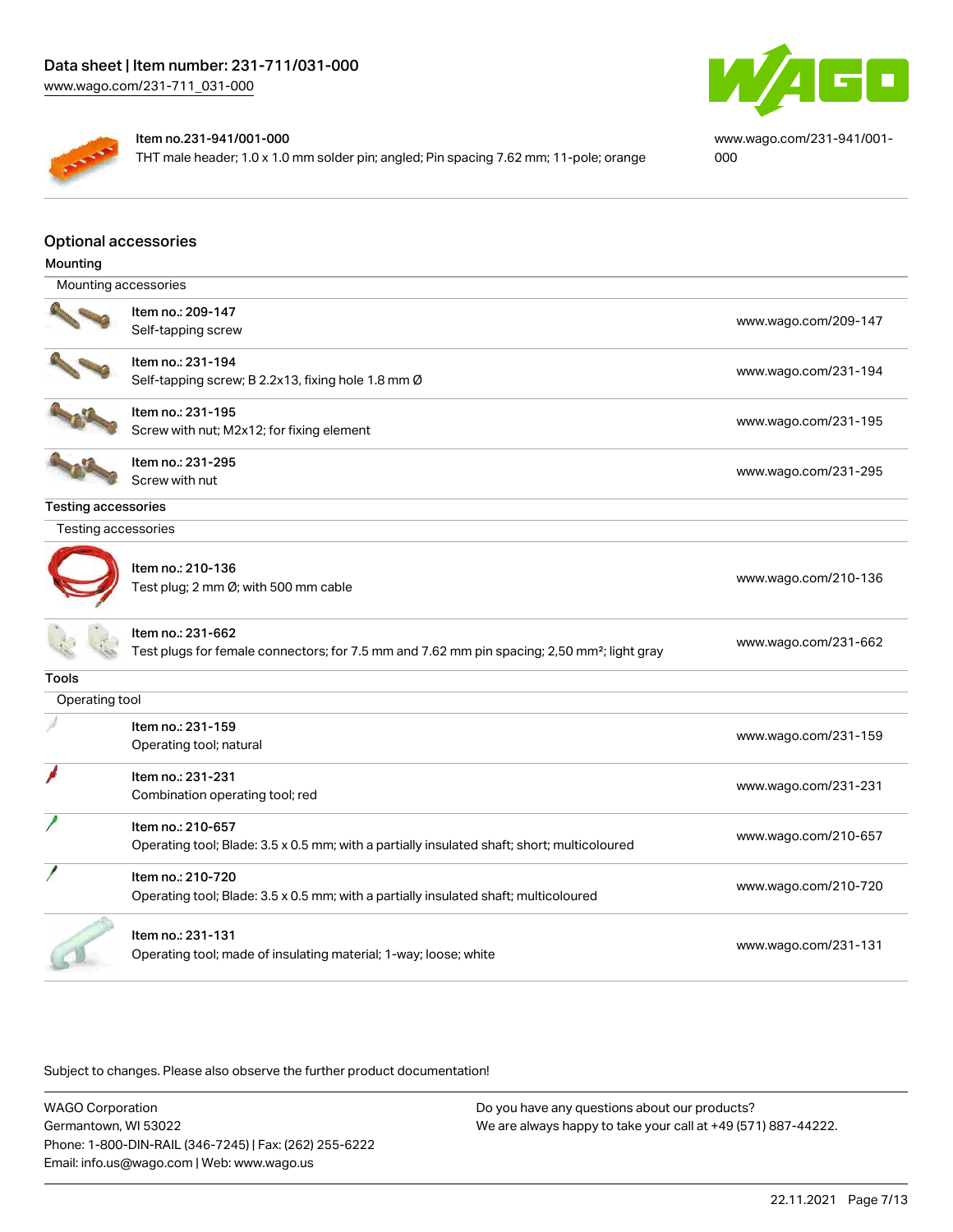| | |
|---|---|
| Item no.231-941/001-000<br>THT male header; 1.0 x 1.0 mm solder pin; angled; Pin spacing 7.62 mm; 11-pole; orange | www.wago.com/231-941/001-000 |

## Optional accessories

### Mounting

| Mounting accessories | |
|---|---|
| Item no.: 209-147<br>Self-tapping screw | www.wago.com/209-147 |
| Item no.: 231-194<br>Self-tapping screw; B 2.2x13, fixing hole 1.8 mm Ø | www.wago.com/231-194 |
| Item no.: 231-195<br>Screw with nut; M2x12; for fixing element | www.wago.com/231-195 |
| Item no.: 231-295<br>Screw with nut | www.wago.com/231-295 |

### Testing accessories

| Testing accessories | |
|---|---|
| Item no.: 210-136<br>Test plug; 2 mm Ø; with 500 mm cable | www.wago.com/210-136 |
| Item no.: 231-662<br>Test plugs for female connectors; for 7.5 mm and 7.62 mm pin spacing; 2,50 mm²; light gray | www.wago.com/231-662 |

### Tools

| Operating tool | |
|---|---|
| Item no.: 231-159<br>Operating tool; natural | www.wago.com/231-159 |
| Item no.: 231-231<br>Combination operating tool; red | www.wago.com/231-231 |
| Item no.: 210-657<br>Operating tool; Blade: 3.5 x 0.5 mm; with a partially insulated shaft; short; multicoloured | www.wago.com/210-657 |
| Item no.: 210-720<br>Operating tool; Blade: 3.5 x 0.5 mm; with a partially insulated shaft; multicoloured | www.wago.com/210-720 |
| Item no.: 231-131<br>Operating tool; made of insulating material; 1-way; loose; white | www.wago.com/231-131 |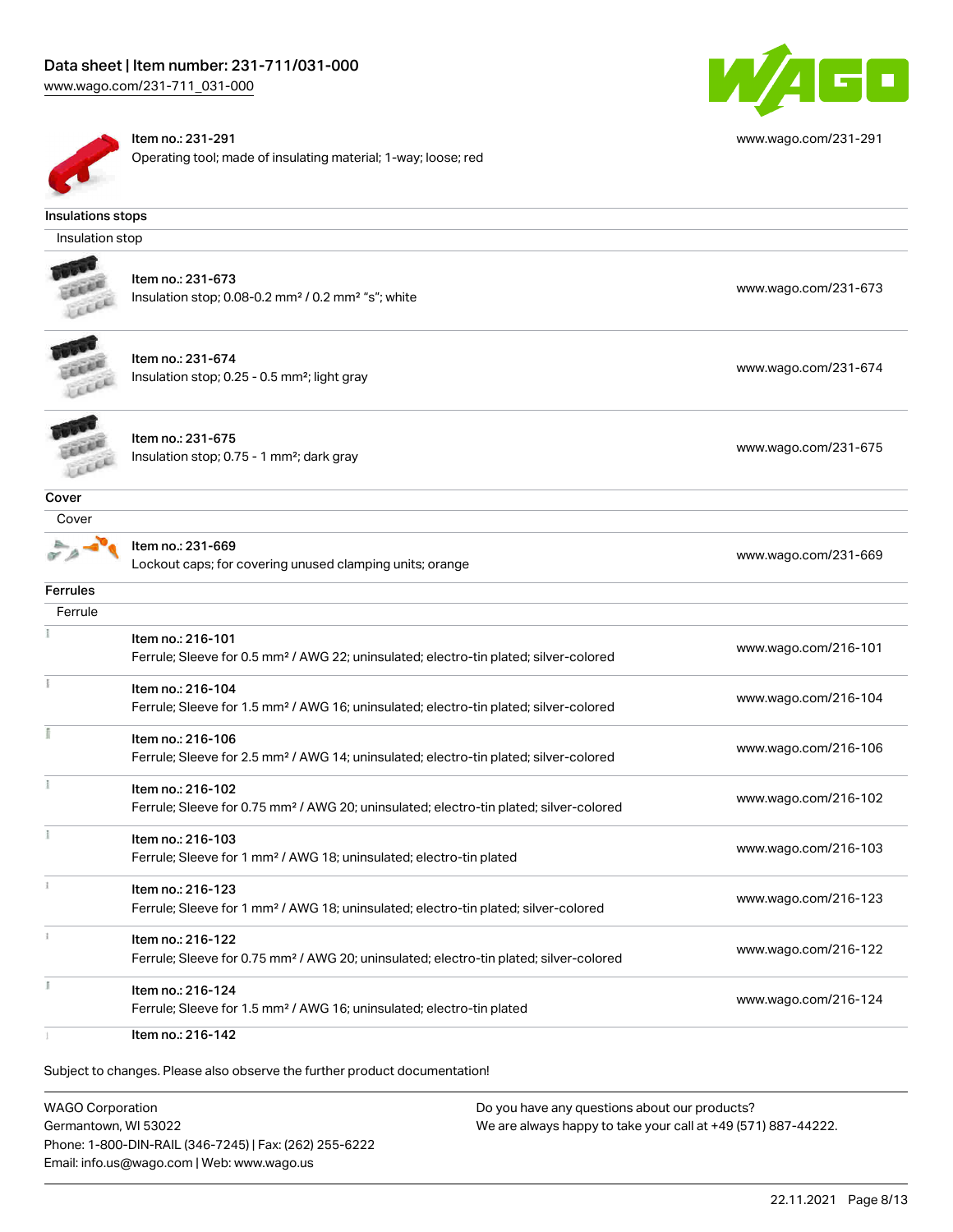| Item no.: 231-291<br>Operating tool; made of insulating material; 1-way; loose; red | www.wago.com/231-291 |
|---|---|

**Insulations stops**

Insulation stop

| Item | URL |
|---|---|
| Item no.: 231-673<br>Insulation stop; 0.08-0.2 mm² / 0.2 mm² "s"; white | www.wago.com/231-673 |
| Item no.: 231-674<br>Insulation stop; 0.25 - 0.5 mm²; light gray | www.wago.com/231-674 |
| Item no.: 231-675<br>Insulation stop; 0.75 - 1 mm²; dark gray | www.wago.com/231-675 |

**Cover**

Cover

| Item | URL |
|---|---|
| Item no.: 231-669<br>Lockout caps; for covering unused clamping units; orange | www.wago.com/231-669 |

**Ferrules**

Ferrule

| Item | URL |
|---|---|
| Item no.: 216-101<br>Ferrule; Sleeve for 0.5 mm² / AWG 22; uninsulated; electro-tin plated; silver-colored | www.wago.com/216-101 |
| Item no.: 216-104<br>Ferrule; Sleeve for 1.5 mm² / AWG 16; uninsulated; electro-tin plated; silver-colored | www.wago.com/216-104 |
| Item no.: 216-106<br>Ferrule; Sleeve for 2.5 mm² / AWG 14; uninsulated; electro-tin plated; silver-colored | www.wago.com/216-106 |
| Item no.: 216-102<br>Ferrule; Sleeve for 0.75 mm² / AWG 20; uninsulated; electro-tin plated; silver-colored | www.wago.com/216-102 |
| Item no.: 216-103<br>Ferrule; Sleeve for 1 mm² / AWG 18; uninsulated; electro-tin plated | www.wago.com/216-103 |
| Item no.: 216-123<br>Ferrule; Sleeve for 1 mm² / AWG 18; uninsulated; electro-tin plated; silver-colored | www.wago.com/216-123 |
| Item no.: 216-122<br>Ferrule; Sleeve for 0.75 mm² / AWG 20; uninsulated; electro-tin plated; silver-colored | www.wago.com/216-122 |
| Item no.: 216-124<br>Ferrule; Sleeve for 1.5 mm² / AWG 16; uninsulated; electro-tin plated | www.wago.com/216-124 |
| Item no.: 216-142 | |

Subject to changes. Please also observe the further product documentation!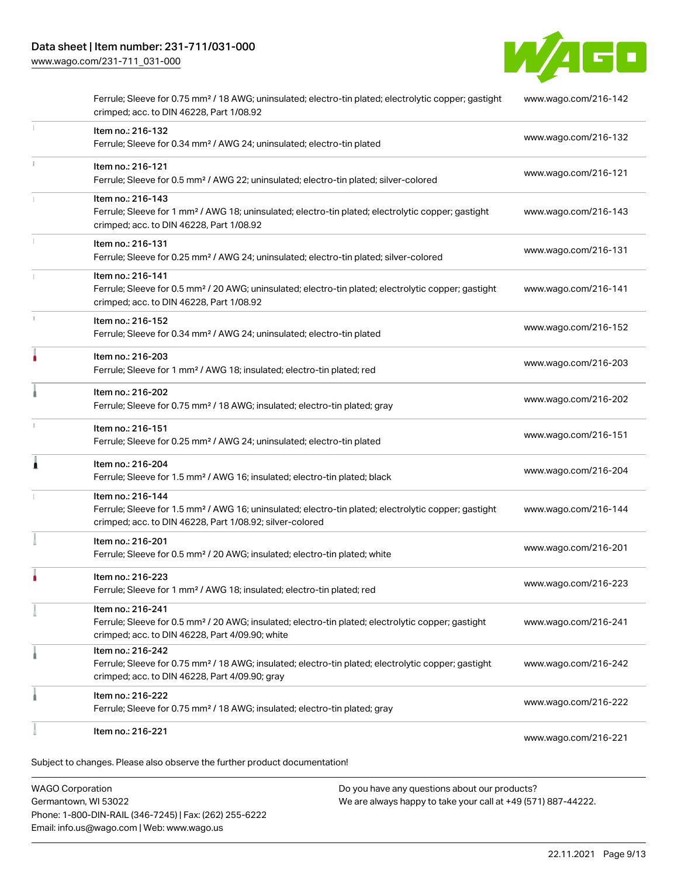| | | |
|---|---|---|
| | Ferrule; Sleeve for 0.75 mm² / 18 AWG; uninsulated; electro-tin plated; electrolytic copper; gastight crimped; acc. to DIN 46228, Part 1/08.92 | www.wago.com/216-142 |
| | Item no.: 216-132<br>Ferrule; Sleeve for 0.34 mm² / AWG 24; uninsulated; electro-tin plated | www.wago.com/216-132 |
| | Item no.: 216-121<br>Ferrule; Sleeve for 0.5 mm² / AWG 22; uninsulated; electro-tin plated; silver-colored | www.wago.com/216-121 |
| | Item no.: 216-143<br>Ferrule; Sleeve for 1 mm² / AWG 18; uninsulated; electro-tin plated; electrolytic copper; gastight crimped; acc. to DIN 46228, Part 1/08.92 | www.wago.com/216-143 |
| | Item no.: 216-131<br>Ferrule; Sleeve for 0.25 mm² / AWG 24; uninsulated; electro-tin plated; silver-colored | www.wago.com/216-131 |
| | Item no.: 216-141<br>Ferrule; Sleeve for 0.5 mm² / 20 AWG; uninsulated; electro-tin plated; electrolytic copper; gastight crimped; acc. to DIN 46228, Part 1/08.92 | www.wago.com/216-141 |
| | Item no.: 216-152<br>Ferrule; Sleeve for 0.34 mm² / AWG 24; uninsulated; electro-tin plated | www.wago.com/216-152 |
| | Item no.: 216-203<br>Ferrule; Sleeve for 1 mm² / AWG 18; insulated; electro-tin plated; red | www.wago.com/216-203 |
| | Item no.: 216-202<br>Ferrule; Sleeve for 0.75 mm² / 18 AWG; insulated; electro-tin plated; gray | www.wago.com/216-202 |
| | Item no.: 216-151<br>Ferrule; Sleeve for 0.25 mm² / AWG 24; uninsulated; electro-tin plated | www.wago.com/216-151 |
| | Item no.: 216-204<br>Ferrule; Sleeve for 1.5 mm² / AWG 16; insulated; electro-tin plated; black | www.wago.com/216-204 |
| | Item no.: 216-144<br>Ferrule; Sleeve for 1.5 mm² / AWG 16; uninsulated; electro-tin plated; electrolytic copper; gastight crimped; acc. to DIN 46228, Part 1/08.92; silver-colored | www.wago.com/216-144 |
| | Item no.: 216-201<br>Ferrule; Sleeve for 0.5 mm² / 20 AWG; insulated; electro-tin plated; white | www.wago.com/216-201 |
| | Item no.: 216-223<br>Ferrule; Sleeve for 1 mm² / AWG 18; insulated; electro-tin plated; red | www.wago.com/216-223 |
| | Item no.: 216-241<br>Ferrule; Sleeve for 0.5 mm² / 20 AWG; insulated; electro-tin plated; electrolytic copper; gastight crimped; acc. to DIN 46228, Part 4/09.90; white | www.wago.com/216-241 |
| | Item no.: 216-242<br>Ferrule; Sleeve for 0.75 mm² / 18 AWG; insulated; electro-tin plated; electrolytic copper; gastight crimped; acc. to DIN 46228, Part 4/09.90; gray | www.wago.com/216-242 |
| | Item no.: 216-222<br>Ferrule; Sleeve for 0.75 mm² / 18 AWG; insulated; electro-tin plated; gray | www.wago.com/216-222 |
| | Item no.: 216-221 | www.wago.com/216-221 |

Subject to changes. Please also observe the further product documentation!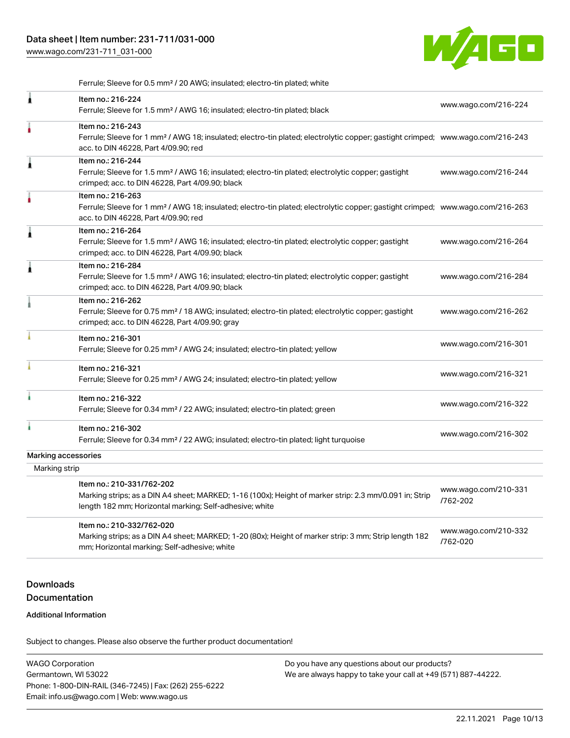Ferrule; Sleeve for 0.5 mm² / 20 AWG; insulated; electro-tin plated; white

| | | |
|---|---|---|
| | Item no.: 216-224<br>Ferrule; Sleeve for 1.5 mm² / AWG 16; insulated; electro-tin plated; black | www.wago.com/216-224 |
| | Item no.: 216-243<br>Ferrule; Sleeve for 1 mm² / AWG 18; insulated; electro-tin plated; electrolytic copper; gastight crimped; acc. to DIN 46228, Part 4/09.90; red | www.wago.com/216-243 |
| | Item no.: 216-244<br>Ferrule; Sleeve for 1.5 mm² / AWG 16; insulated; electro-tin plated; electrolytic copper; gastight crimped; acc. to DIN 46228, Part 4/09.90; black | www.wago.com/216-244 |
| | Item no.: 216-263<br>Ferrule; Sleeve for 1 mm² / AWG 18; insulated; electro-tin plated; electrolytic copper; gastight crimped; acc. to DIN 46228, Part 4/09.90; red | www.wago.com/216-263 |
| | Item no.: 216-264<br>Ferrule; Sleeve for 1.5 mm² / AWG 16; insulated; electro-tin plated; electrolytic copper; gastight crimped; acc. to DIN 46228, Part 4/09.90; black | www.wago.com/216-264 |
| | Item no.: 216-284<br>Ferrule; Sleeve for 1.5 mm² / AWG 16; insulated; electro-tin plated; electrolytic copper; gastight crimped; acc. to DIN 46228, Part 4/09.90; black | www.wago.com/216-284 |
| | Item no.: 216-262<br>Ferrule; Sleeve for 0.75 mm² / 18 AWG; insulated; electro-tin plated; electrolytic copper; gastight crimped; acc. to DIN 46228, Part 4/09.90; gray | www.wago.com/216-262 |
| | Item no.: 216-301<br>Ferrule; Sleeve for 0.25 mm² / AWG 24; insulated; electro-tin plated; yellow | www.wago.com/216-301 |
| | Item no.: 216-321<br>Ferrule; Sleeve for 0.25 mm² / AWG 24; insulated; electro-tin plated; yellow | www.wago.com/216-321 |
| | Item no.: 216-322<br>Ferrule; Sleeve for 0.34 mm² / 22 AWG; insulated; electro-tin plated; green | www.wago.com/216-322 |
| | Item no.: 216-302<br>Ferrule; Sleeve for 0.34 mm² / 22 AWG; insulated; electro-tin plated; light turquoise | www.wago.com/216-302 |

Marking accessories

Marking strip

| | | |
|---|---|---|
| | Item no.: 210-331/762-202<br>Marking strips; as a DIN A4 sheet; MARKED; 1-16 (100x); Height of marker strip: 2.3 mm/0.091 in; Strip length 182 mm; Horizontal marking; Self-adhesive; white | www.wago.com/210-331/762-202 |
| | Item no.: 210-332/762-020<br>Marking strips; as a DIN A4 sheet; MARKED; 1-20 (80x); Height of marker strip: 3 mm; Strip length 182 mm; Horizontal marking; Self-adhesive; white | www.wago.com/210-332/762-020 |

## Downloads
## Documentation

**Additional Information**

Subject to changes. Please also observe the further product documentation!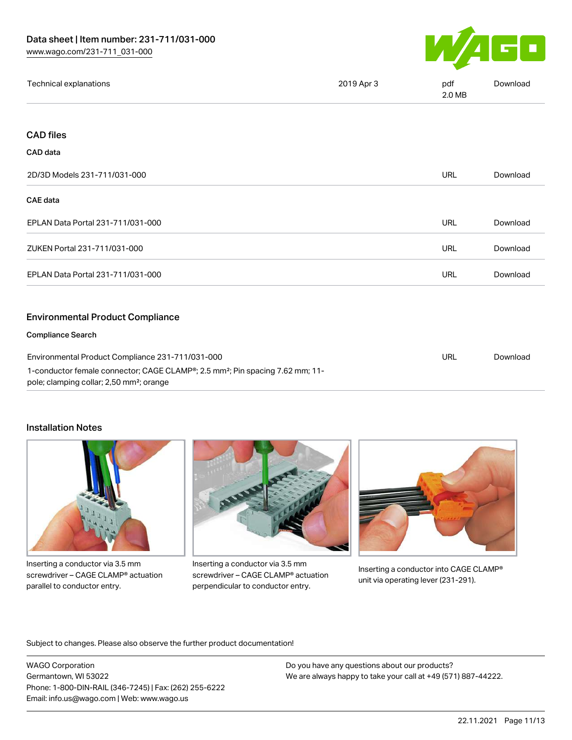| Technical explanations | 2019 Apr 3 | pdf 2.0 MB | Download |
|---|---|---|---|

## CAD files

### CAD data

| 2D/3D Models 231-711/031-000 | URL | Download |
|---|---|---|

### CAE data

| EPLAN Data Portal 231-711/031-000 | URL | Download |
|---|---|---|
| ZUKEN Portal 231-711/031-000 | URL | Download |
| EPLAN Data Portal 231-711/031-000 | URL | Download |

## Environmental Product Compliance

### Compliance Search

| Environmental Product Compliance 231-711/031-000 | URL | Download |
|---|---|---|

1-conductor female connector; CAGE CLAMP®; 2.5 mm²; Pin spacing 7.62 mm; 11-pole; clamping collar; 2,50 mm²; orange

## Installation Notes

Inserting a conductor via 3.5 mm screwdriver – CAGE CLAMP® actuation parallel to conductor entry.

Inserting a conductor via 3.5 mm screwdriver – CAGE CLAMP® actuation perpendicular to conductor entry.

Inserting a conductor into CAGE CLAMP® unit via operating lever (231-291).

Subject to changes. Please also observe the further product documentation!

WAGO Corporation
Germantown, WI 53022
Phone: 1-800-DIN-RAIL (346-7245) | Fax: (262) 255-6222
Email: info.us@wago.com | Web: www.wago.us

Do you have any questions about our products?
We are always happy to take your call at +49 (571) 887-44222.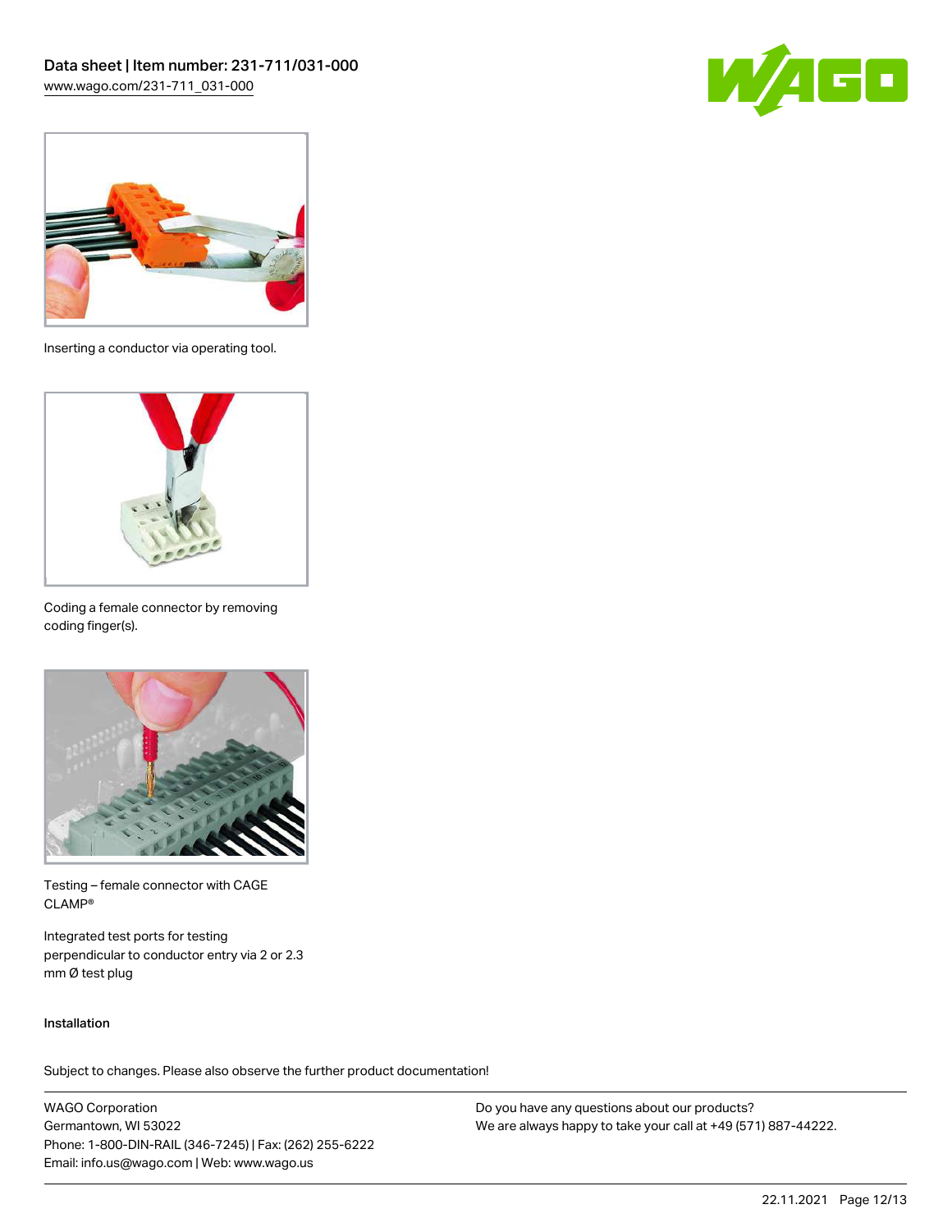Inserting a conductor via operating tool.

Coding a female connector by removing coding finger(s).

Testing – female connector with CAGE CLAMP®

Integrated test ports for testing perpendicular to conductor entry via 2 or 2.3 mm Ø test plug

Installation

Subject to changes. Please also observe the further product documentation!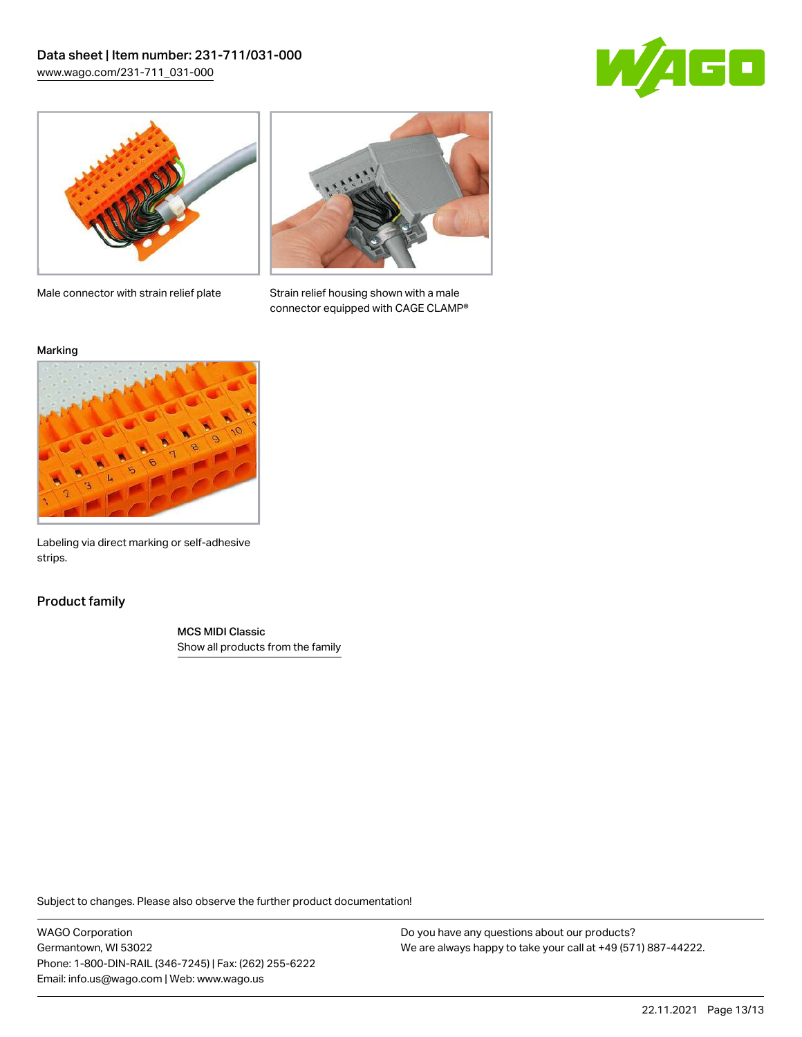Male connector with strain relief plate

Strain relief housing shown with a male connector equipped with CAGE CLAMP®

Marking

Labeling via direct marking or self-adhesive strips.

## Product family

MCS MIDI Classic
Show all products from the family

Subject to changes. Please also observe the further product documentation!

WAGO Corporation
Germantown, WI 53022
Phone: 1-800-DIN-RAIL (346-7245) | Fax: (262) 255-6222
Email: info.us@wago.com | Web: www.wago.us

Do you have any questions about our products?
We are always happy to take your call at +49 (571) 887-44222.